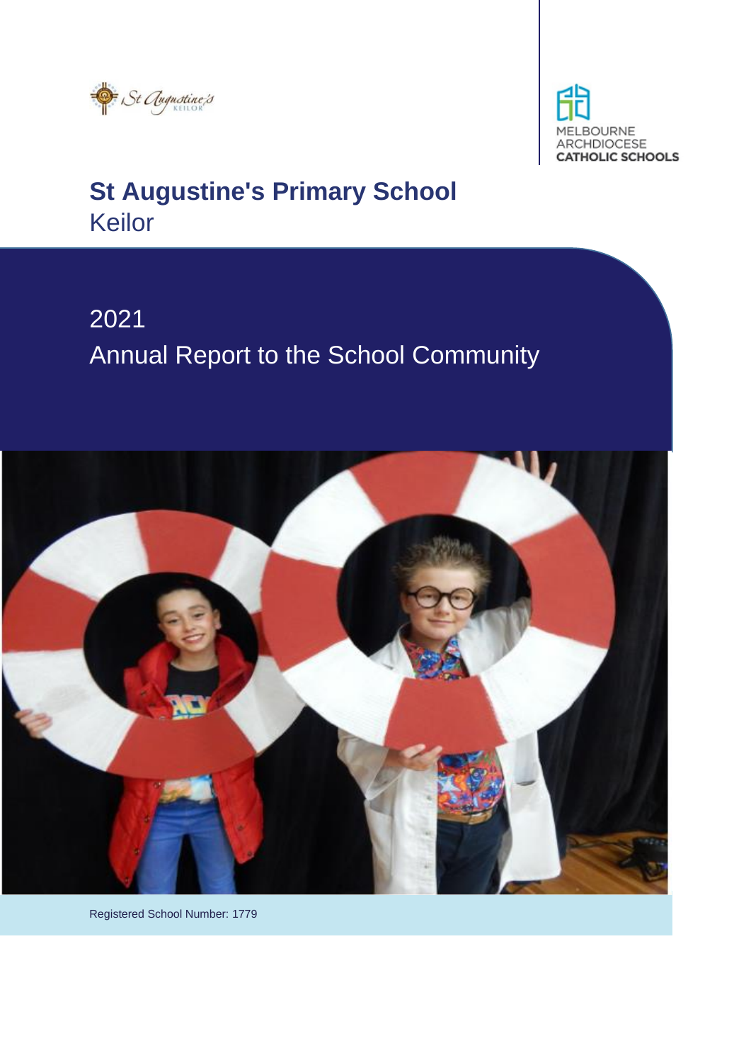# St Augustine's Primary School
Keilor

## 2021
## Annual Report to the School Community

Registered School Number: 1779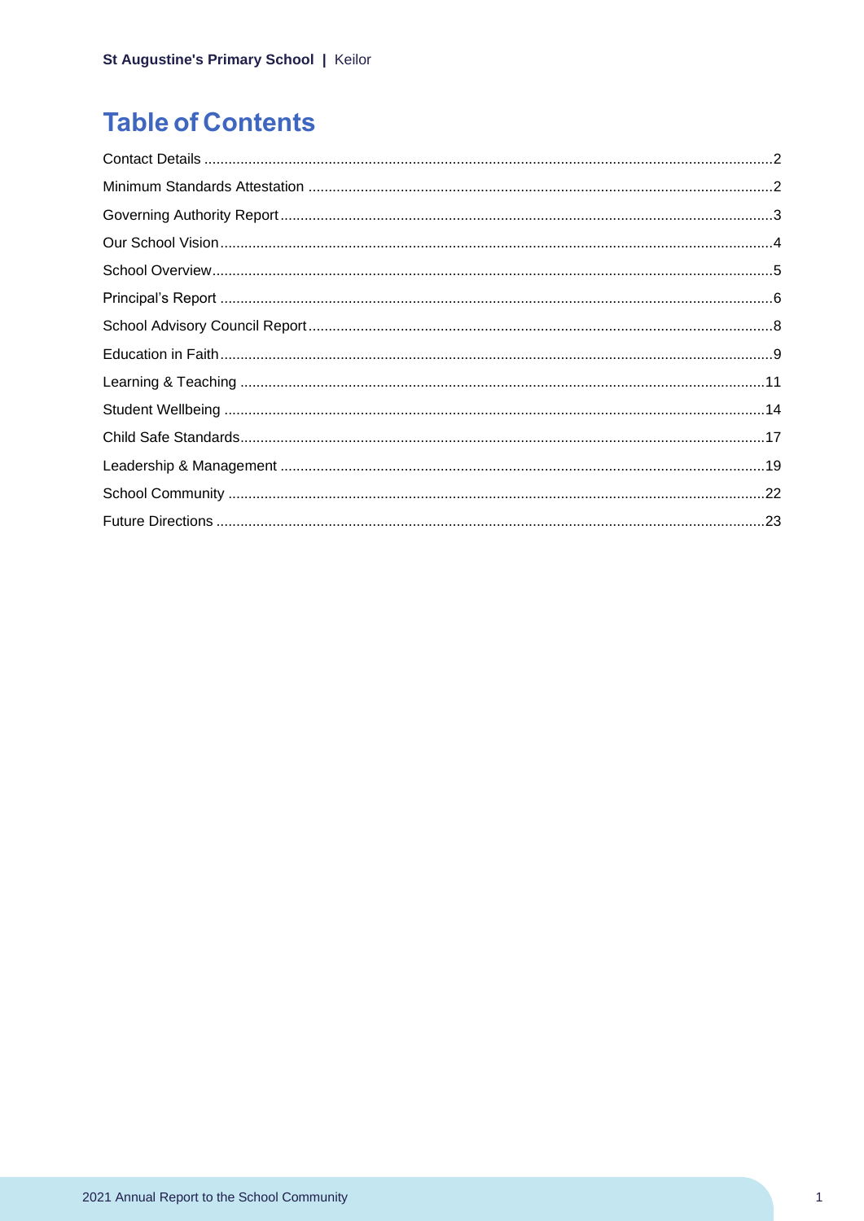# Table of Contents

Contact Details ........................................................................................................................................2

Minimum Standards Attestation ..............................................................................................................2

Governing Authority Report....................................................................................................................3

Our School Vision....................................................................................................................................4

School Overview......................................................................................................................................5

Principal's Report ....................................................................................................................................6

School Advisory Council Report..............................................................................................................8

Education in Faith....................................................................................................................................9

Learning & Teaching .............................................................................................................................11

Student Wellbeing .................................................................................................................................14

Child Safe Standards.............................................................................................................................17

Leadership & Management ...................................................................................................................19

School Community ................................................................................................................................22

Future Directions ...................................................................................................................................23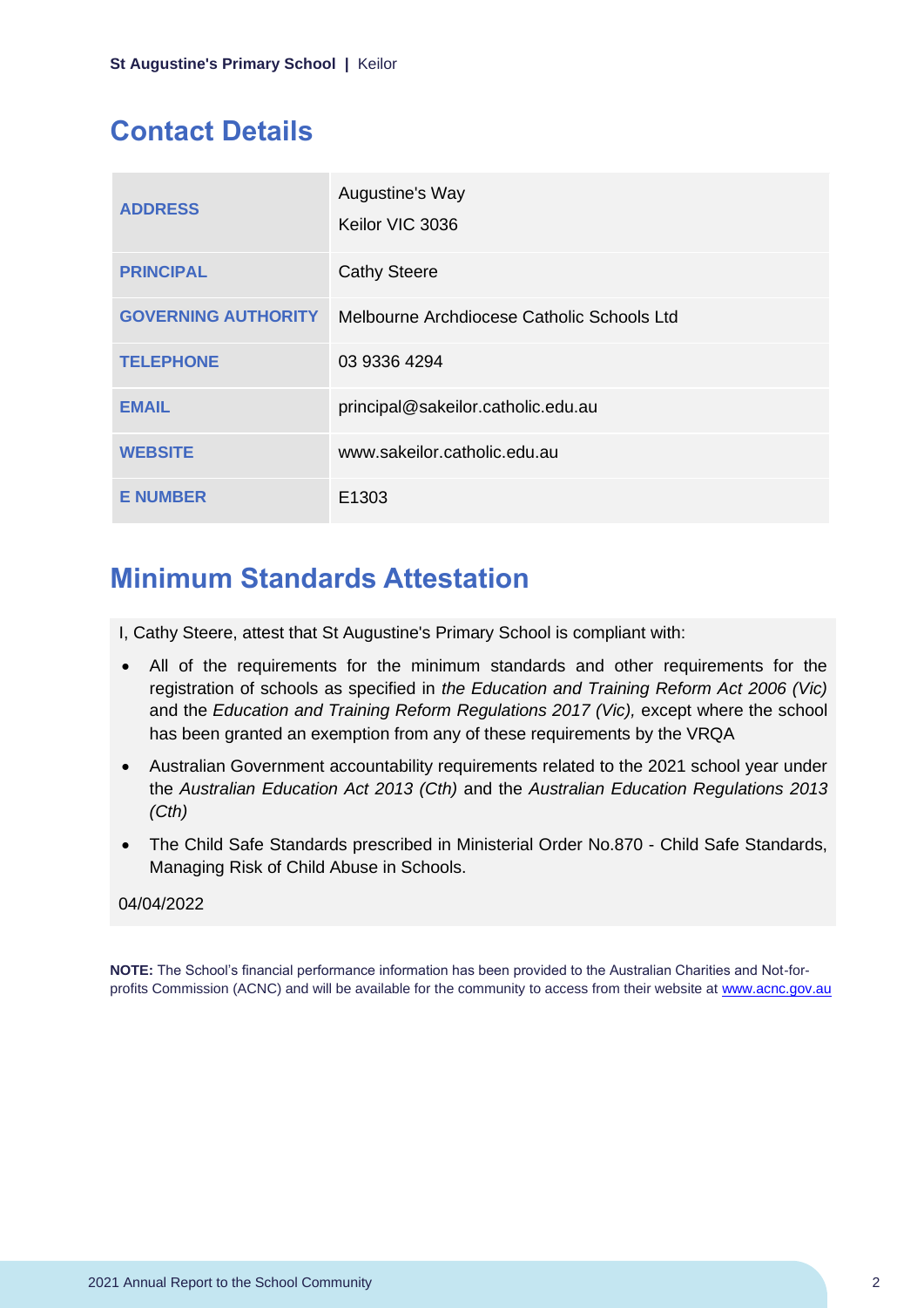## Contact Details

| | |
|---|---|
| **ADDRESS** | Augustine's Way<br>Keilor VIC 3036 |
| **PRINCIPAL** | Cathy Steere |
| **GOVERNING AUTHORITY** | Melbourne Archdiocese Catholic Schools Ltd |
| **TELEPHONE** | 03 9336 4294 |
| **EMAIL** | principal@sakeilor.catholic.edu.au |
| **WEBSITE** | www.sakeilor.catholic.edu.au |
| **E NUMBER** | E1303 |

## Minimum Standards Attestation

I, Cathy Steere, attest that St Augustine's Primary School is compliant with:

- All of the requirements for the minimum standards and other requirements for the registration of schools as specified in *the Education and Training Reform Act 2006 (Vic)* and the *Education and Training Reform Regulations 2017 (Vic),* except where the school has been granted an exemption from any of these requirements by the VRQA
- Australian Government accountability requirements related to the 2021 school year under the *Australian Education Act 2013 (Cth)* and the *Australian Education Regulations 2013 (Cth)*
- The Child Safe Standards prescribed in Ministerial Order No.870 - Child Safe Standards, Managing Risk of Child Abuse in Schools.

04/04/2022

**NOTE:** The School's financial performance information has been provided to the Australian Charities and Not-for-profits Commission (ACNC) and will be available for the community to access from their website at www.acnc.gov.au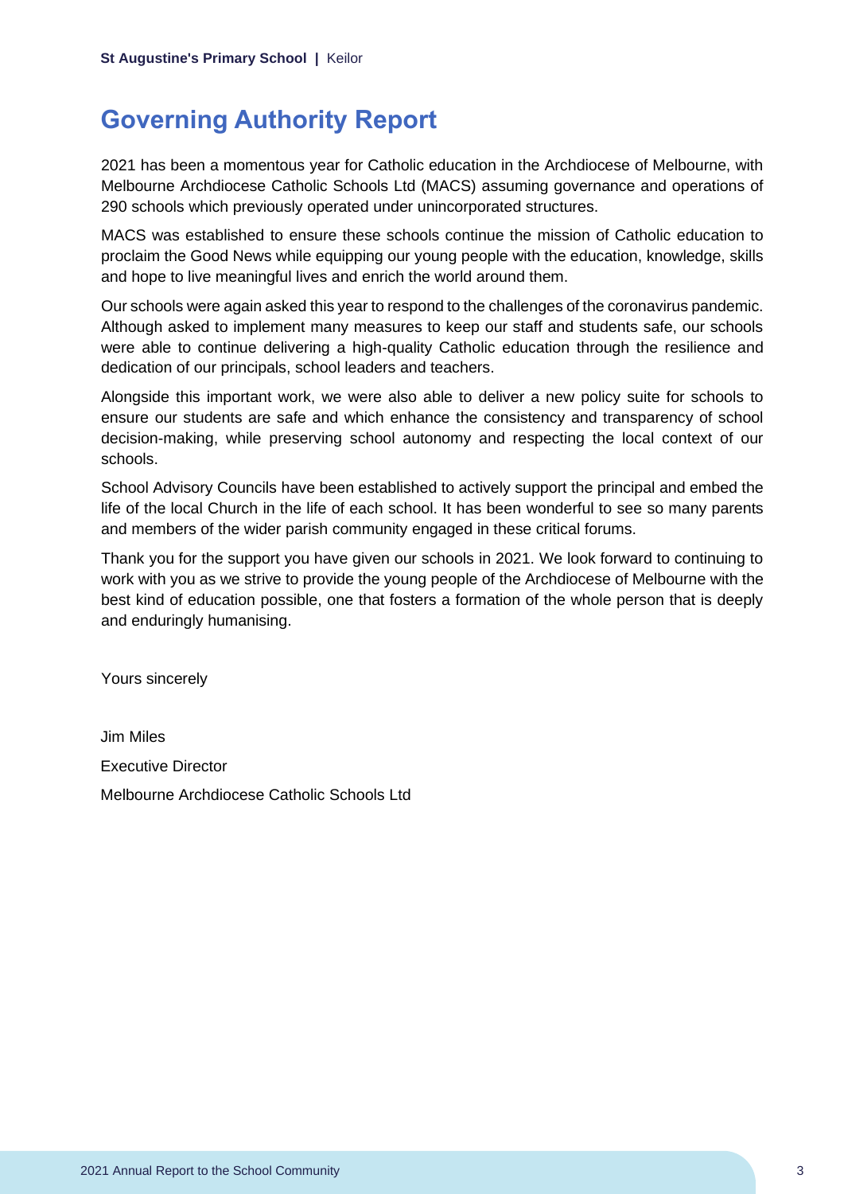# Governing Authority Report

2021 has been a momentous year for Catholic education in the Archdiocese of Melbourne, with Melbourne Archdiocese Catholic Schools Ltd (MACS) assuming governance and operations of 290 schools which previously operated under unincorporated structures.

MACS was established to ensure these schools continue the mission of Catholic education to proclaim the Good News while equipping our young people with the education, knowledge, skills and hope to live meaningful lives and enrich the world around them.

Our schools were again asked this year to respond to the challenges of the coronavirus pandemic. Although asked to implement many measures to keep our staff and students safe, our schools were able to continue delivering a high-quality Catholic education through the resilience and dedication of our principals, school leaders and teachers.

Alongside this important work, we were also able to deliver a new policy suite for schools to ensure our students are safe and which enhance the consistency and transparency of school decision-making, while preserving school autonomy and respecting the local context of our schools.

School Advisory Councils have been established to actively support the principal and embed the life of the local Church in the life of each school. It has been wonderful to see so many parents and members of the wider parish community engaged in these critical forums.

Thank you for the support you have given our schools in 2021. We look forward to continuing to work with you as we strive to provide the young people of the Archdiocese of Melbourne with the best kind of education possible, one that fosters a formation of the whole person that is deeply and enduringly humanising.

Yours sincerely

Jim Miles

Executive Director

Melbourne Archdiocese Catholic Schools Ltd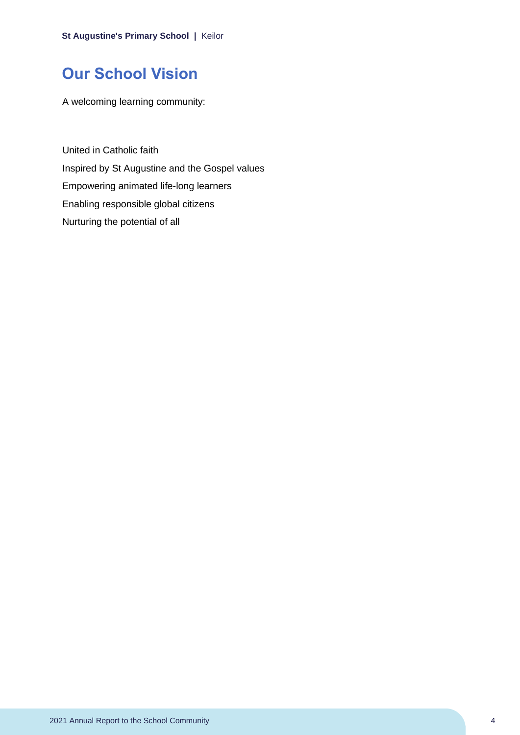## Our School Vision

A welcoming learning community:

United in Catholic faith
Inspired by St Augustine and the Gospel values
Empowering animated life-long learners
Enabling responsible global citizens
Nurturing the potential of all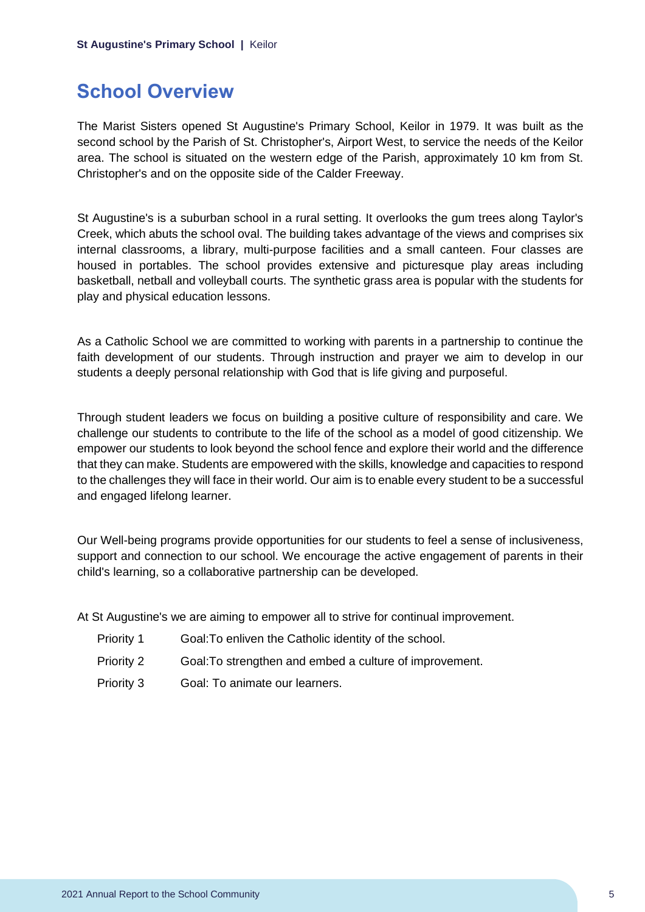## School Overview

The Marist Sisters opened St Augustine's Primary School, Keilor in 1979. It was built as the second school by the Parish of St. Christopher's, Airport West, to service the needs of the Keilor area. The school is situated on the western edge of the Parish, approximately 10 km from St. Christopher's and on the opposite side of the Calder Freeway.

St Augustine's is a suburban school in a rural setting. It overlooks the gum trees along Taylor's Creek, which abuts the school oval. The building takes advantage of the views and comprises six internal classrooms, a library, multi-purpose facilities and a small canteen. Four classes are housed in portables. The school provides extensive and picturesque play areas including basketball, netball and volleyball courts. The synthetic grass area is popular with the students for play and physical education lessons.

As a Catholic School we are committed to working with parents in a partnership to continue the faith development of our students. Through instruction and prayer we aim to develop in our students a deeply personal relationship with God that is life giving and purposeful.

Through student leaders we focus on building a positive culture of responsibility and care. We challenge our students to contribute to the life of the school as a model of good citizenship. We empower our students to look beyond the school fence and explore their world and the difference that they can make. Students are empowered with the skills, knowledge and capacities to respond to the challenges they will face in their world. Our aim is to enable every student to be a successful and engaged lifelong learner.

Our Well-being programs provide opportunities for our students to feel a sense of inclusiveness, support and connection to our school. We encourage the active engagement of parents in their child's learning, so a collaborative partnership can be developed.

At St Augustine's we are aiming to empower all to strive for continual improvement.

| | |
|---|---|
| Priority 1 | Goal:To enliven the Catholic identity of the school. |
| Priority 2 | Goal:To strengthen and embed a culture of improvement. |
| Priority 3 | Goal: To animate our learners. |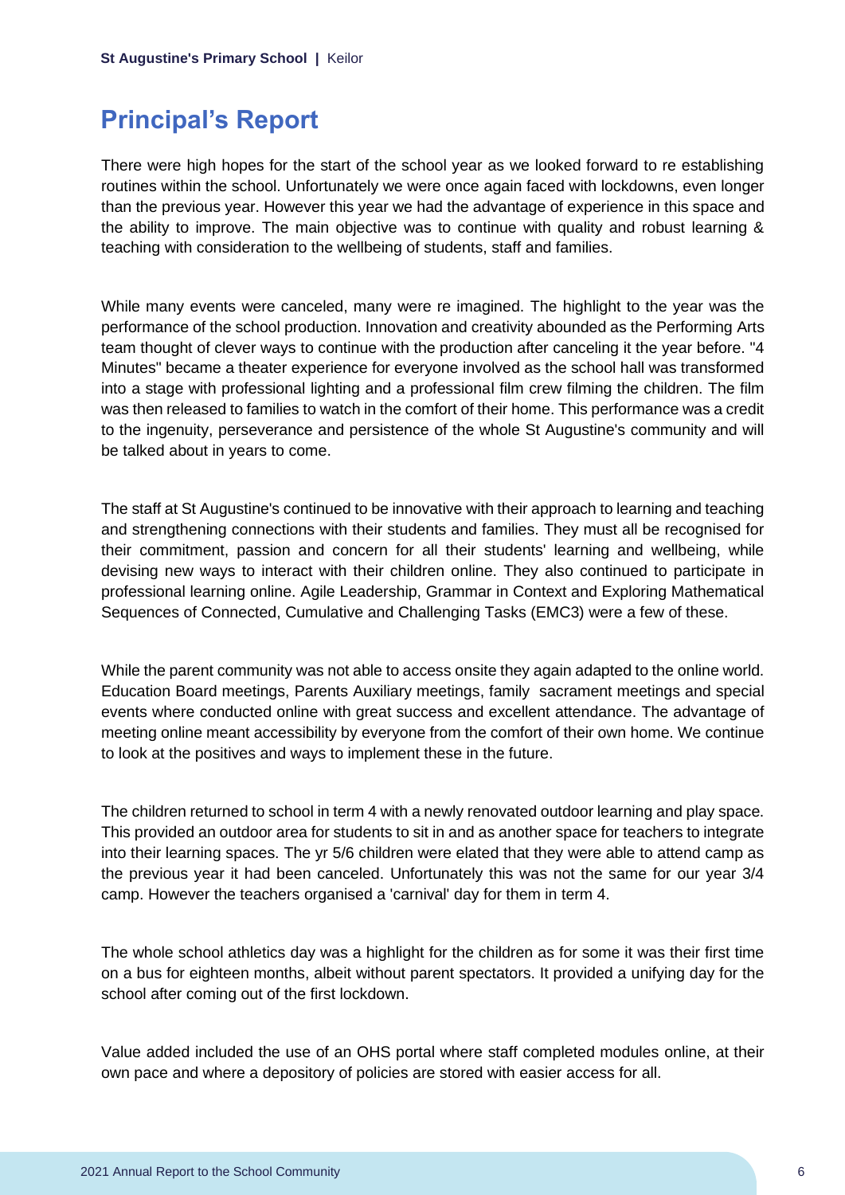# Principal's Report

There were high hopes for the start of the school year as we looked forward to re establishing routines within the school. Unfortunately we were once again faced with lockdowns, even longer than the previous year. However this year we had the advantage of experience in this space and the ability to improve. The main objective was to continue with quality and robust learning & teaching with consideration to the wellbeing of students, staff and families.

While many events were canceled, many were re imagined. The highlight to the year was the performance of the school production. Innovation and creativity abounded as the Performing Arts team thought of clever ways to continue with the production after canceling it the year before. "4 Minutes" became a theater experience for everyone involved as the school hall was transformed into a stage with professional lighting and a professional film crew filming the children. The film was then released to families to watch in the comfort of their home. This performance was a credit to the ingenuity, perseverance and persistence of the whole St Augustine's community and will be talked about in years to come.

The staff at St Augustine's continued to be innovative with their approach to learning and teaching and strengthening connections with their students and families. They must all be recognised for their commitment, passion and concern for all their students' learning and wellbeing, while devising new ways to interact with their children online. They also continued to participate in professional learning online. Agile Leadership, Grammar in Context and Exploring Mathematical Sequences of Connected, Cumulative and Challenging Tasks (EMC3) were a few of these.

While the parent community was not able to access onsite they again adapted to the online world. Education Board meetings, Parents Auxiliary meetings, family sacrament meetings and special events where conducted online with great success and excellent attendance. The advantage of meeting online meant accessibility by everyone from the comfort of their own home. We continue to look at the positives and ways to implement these in the future.

The children returned to school in term 4 with a newly renovated outdoor learning and play space. This provided an outdoor area for students to sit in and as another space for teachers to integrate into their learning spaces. The yr 5/6 children were elated that they were able to attend camp as the previous year it had been canceled. Unfortunately this was not the same for our year 3/4 camp. However the teachers organised a 'carnival' day for them in term 4.

The whole school athletics day was a highlight for the children as for some it was their first time on a bus for eighteen months, albeit without parent spectators. It provided a unifying day for the school after coming out of the first lockdown.

Value added included the use of an OHS portal where staff completed modules online, at their own pace and where a depository of policies are stored with easier access for all.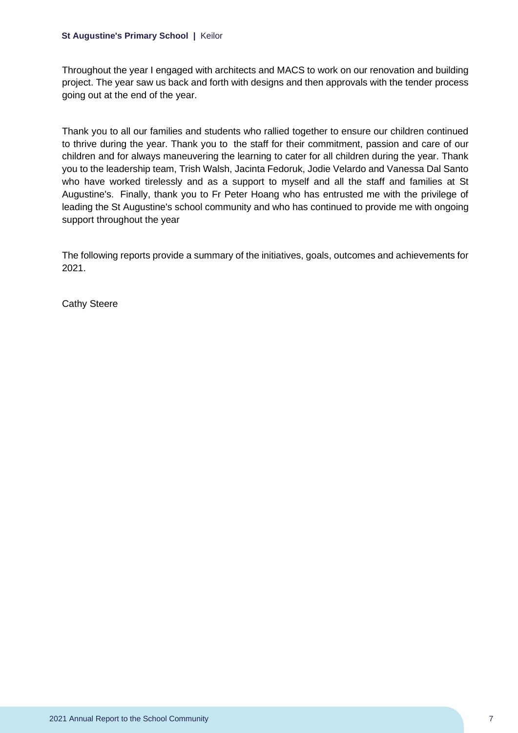Throughout the year I engaged with architects and MACS to work on our renovation and building project. The year saw us back and forth with designs and then approvals with the tender process going out at the end of the year.

Thank you to all our families and students who rallied together to ensure our children continued to thrive during the year. Thank you to the staff for their commitment, passion and care of our children and for always maneuvering the learning to cater for all children during the year. Thank you to the leadership team, Trish Walsh, Jacinta Fedoruk, Jodie Velardo and Vanessa Dal Santo who have worked tirelessly and as a support to myself and all the staff and families at St Augustine's. Finally, thank you to Fr Peter Hoang who has entrusted me with the privilege of leading the St Augustine's school community and who has continued to provide me with ongoing support throughout the year

The following reports provide a summary of the initiatives, goals, outcomes and achievements for 2021.

Cathy Steere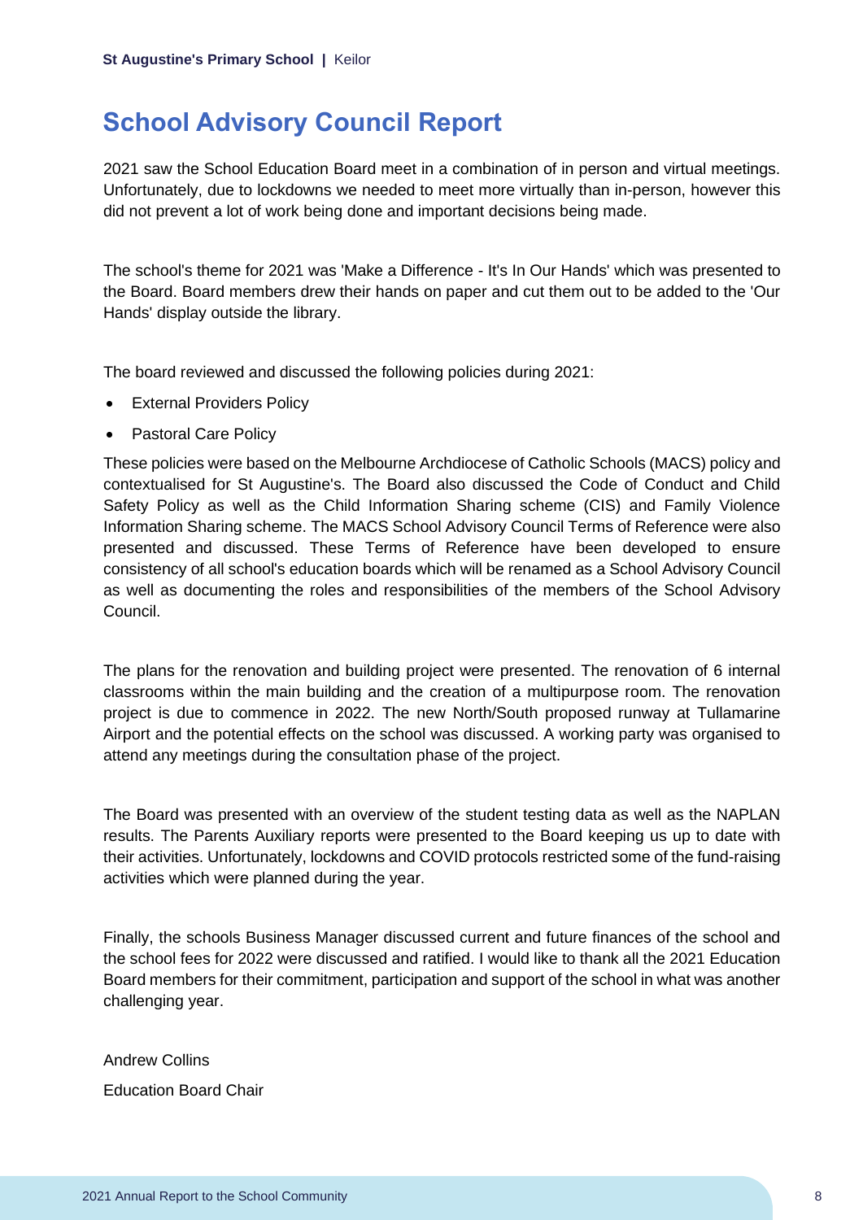# School Advisory Council Report

2021 saw the School Education Board meet in a combination of in person and virtual meetings. Unfortunately, due to lockdowns we needed to meet more virtually than in-person, however this did not prevent a lot of work being done and important decisions being made.

The school's theme for 2021 was 'Make a Difference - It's In Our Hands' which was presented to the Board. Board members drew their hands on paper and cut them out to be added to the 'Our Hands' display outside the library.

The board reviewed and discussed the following policies during 2021:

- External Providers Policy
- Pastoral Care Policy

These policies were based on the Melbourne Archdiocese of Catholic Schools (MACS) policy and contextualised for St Augustine's. The Board also discussed the Code of Conduct and Child Safety Policy as well as the Child Information Sharing scheme (CIS) and Family Violence Information Sharing scheme. The MACS School Advisory Council Terms of Reference were also presented and discussed. These Terms of Reference have been developed to ensure consistency of all school's education boards which will be renamed as a School Advisory Council as well as documenting the roles and responsibilities of the members of the School Advisory Council.

The plans for the renovation and building project were presented. The renovation of 6 internal classrooms within the main building and the creation of a multipurpose room. The renovation project is due to commence in 2022. The new North/South proposed runway at Tullamarine Airport and the potential effects on the school was discussed. A working party was organised to attend any meetings during the consultation phase of the project.

The Board was presented with an overview of the student testing data as well as the NAPLAN results. The Parents Auxiliary reports were presented to the Board keeping us up to date with their activities. Unfortunately, lockdowns and COVID protocols restricted some of the fund-raising activities which were planned during the year.

Finally, the schools Business Manager discussed current and future finances of the school and the school fees for 2022 were discussed and ratified. I would like to thank all the 2021 Education Board members for their commitment, participation and support of the school in what was another challenging year.

Andrew Collins

Education Board Chair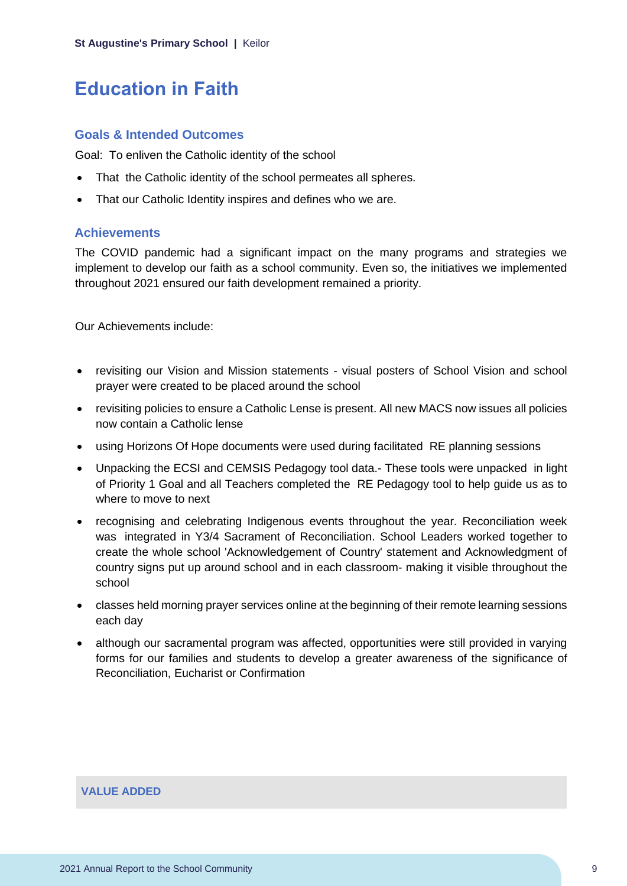# Education in Faith

### Goals & Intended Outcomes

Goal: To enliven the Catholic identity of the school

- That the Catholic identity of the school permeates all spheres.
- That our Catholic Identity inspires and defines who we are.

### Achievements

The COVID pandemic had a significant impact on the many programs and strategies we implement to develop our faith as a school community. Even so, the initiatives we implemented throughout 2021 ensured our faith development remained a priority.

Our Achievements include:

- revisiting our Vision and Mission statements - visual posters of School Vision and school prayer were created to be placed around the school
- revisiting policies to ensure a Catholic Lense is present. All new MACS now issues all policies now contain a Catholic lense
- using Horizons Of Hope documents were used during facilitated RE planning sessions
- Unpacking the ECSI and CEMSIS Pedagogy tool data.- These tools were unpacked in light of Priority 1 Goal and all Teachers completed the RE Pedagogy tool to help guide us as to where to move to next
- recognising and celebrating Indigenous events throughout the year. Reconciliation week was integrated in Y3/4 Sacrament of Reconciliation. School Leaders worked together to create the whole school 'Acknowledgement of Country' statement and Acknowledgment of country signs put up around school and in each classroom- making it visible throughout the school
- classes held morning prayer services online at the beginning of their remote learning sessions each day
- although our sacramental program was affected, opportunities were still provided in varying forms for our families and students to develop a greater awareness of the significance of Reconciliation, Eucharist or Confirmation

**VALUE ADDED**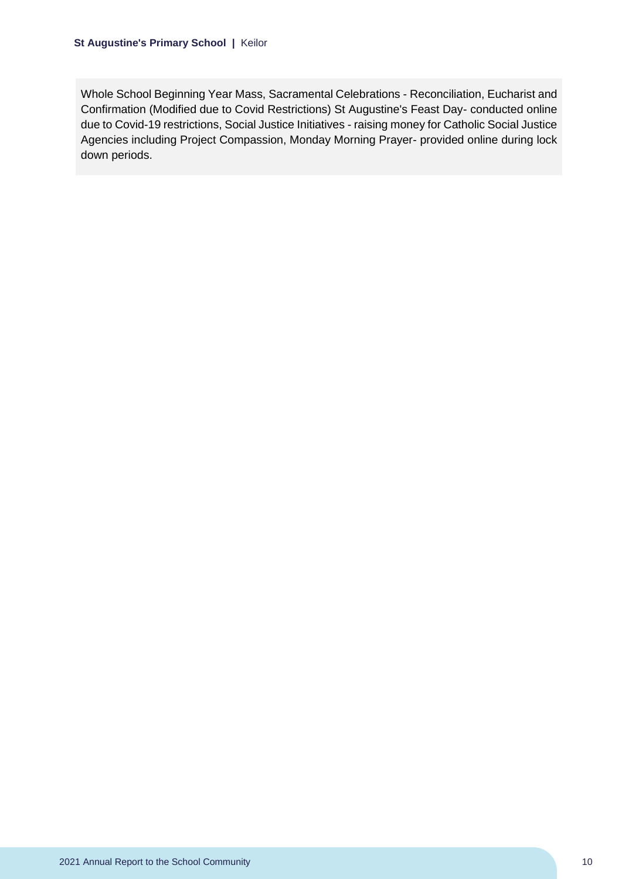Whole School Beginning Year Mass, Sacramental Celebrations - Reconciliation, Eucharist and Confirmation (Modified due to Covid Restrictions) St Augustine's Feast Day- conducted online due to Covid-19 restrictions, Social Justice Initiatives - raising money for Catholic Social Justice Agencies including Project Compassion, Monday Morning Prayer- provided online during lock down periods.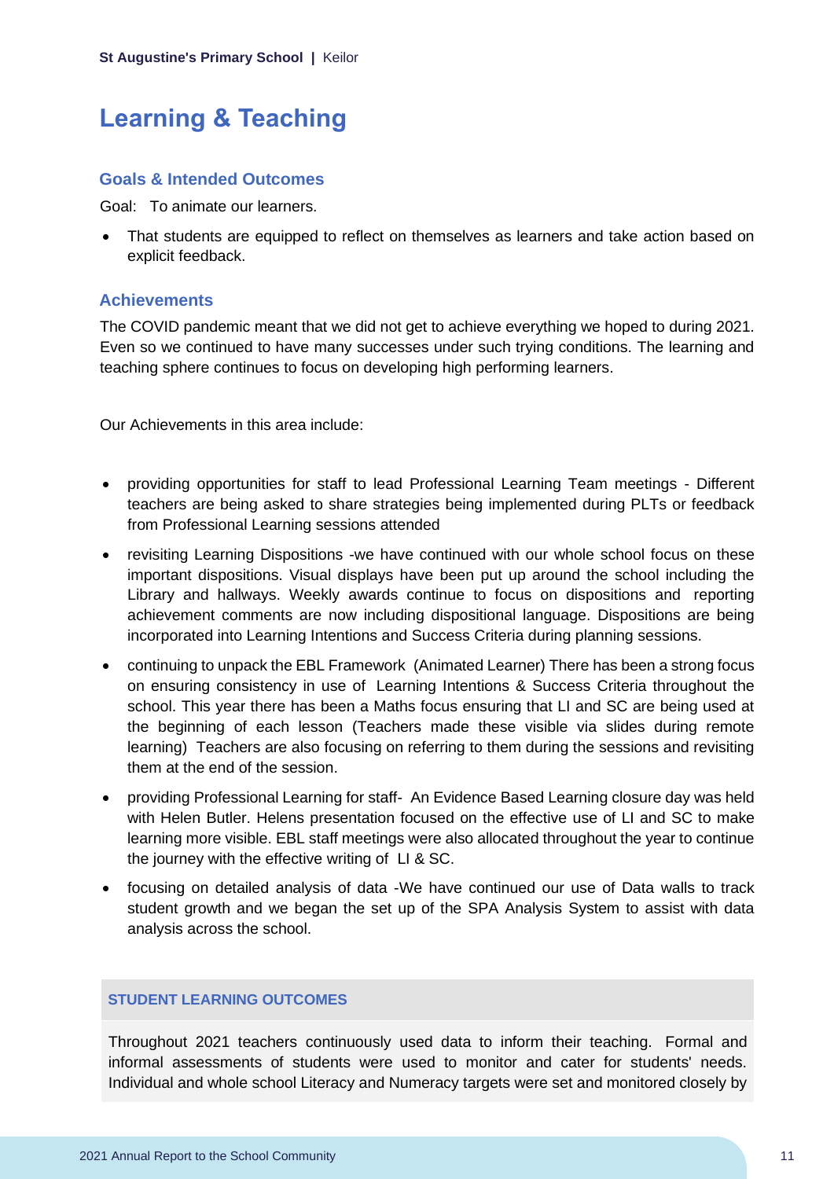# Learning & Teaching

## Goals & Intended Outcomes

Goal: To animate our learners.

- That students are equipped to reflect on themselves as learners and take action based on explicit feedback.

## Achievements

The COVID pandemic meant that we did not get to achieve everything we hoped to during 2021. Even so we continued to have many successes under such trying conditions. The learning and teaching sphere continues to focus on developing high performing learners.

Our Achievements in this area include:

- providing opportunities for staff to lead Professional Learning Team meetings - Different teachers are being asked to share strategies being implemented during PLTs or feedback from Professional Learning sessions attended
- revisiting Learning Dispositions -we have continued with our whole school focus on these important dispositions. Visual displays have been put up around the school including the Library and hallways. Weekly awards continue to focus on dispositions and reporting achievement comments are now including dispositional language. Dispositions are being incorporated into Learning Intentions and Success Criteria during planning sessions.
- continuing to unpack the EBL Framework (Animated Learner) There has been a strong focus on ensuring consistency in use of Learning Intentions & Success Criteria throughout the school. This year there has been a Maths focus ensuring that LI and SC are being used at the beginning of each lesson (Teachers made these visible via slides during remote learning) Teachers are also focusing on referring to them during the sessions and revisiting them at the end of the session.
- providing Professional Learning for staff- An Evidence Based Learning closure day was held with Helen Butler. Helens presentation focused on the effective use of LI and SC to make learning more visible. EBL staff meetings were also allocated throughout the year to continue the journey with the effective writing of LI & SC.
- focusing on detailed analysis of data -We have continued our use of Data walls to track student growth and we began the set up of the SPA Analysis System to assist with data analysis across the school.

### STUDENT LEARNING OUTCOMES

Throughout 2021 teachers continuously used data to inform their teaching. Formal and informal assessments of students were used to monitor and cater for students' needs. Individual and whole school Literacy and Numeracy targets were set and monitored closely by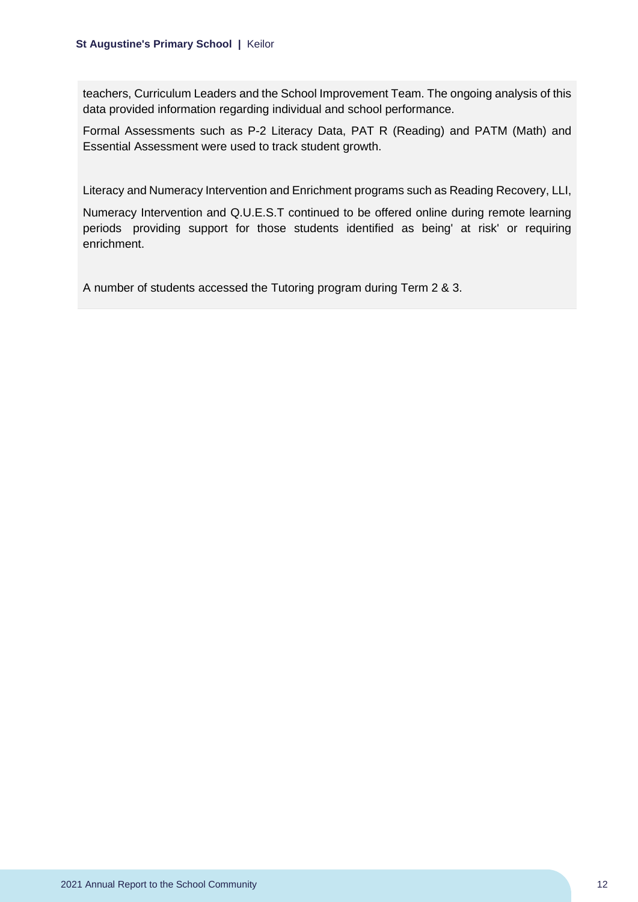teachers, Curriculum Leaders and the School Improvement Team. The ongoing analysis of this data provided information regarding individual and school performance.

Formal Assessments such as P-2 Literacy Data, PAT R (Reading) and PATM (Math) and Essential Assessment were used to track student growth.

Literacy and Numeracy Intervention and Enrichment programs such as Reading Recovery, LLI,

Numeracy Intervention and Q.U.E.S.T continued to be offered online during remote learning periods providing support for those students identified as being' at risk' or requiring enrichment.

A number of students accessed the Tutoring program during Term 2 & 3.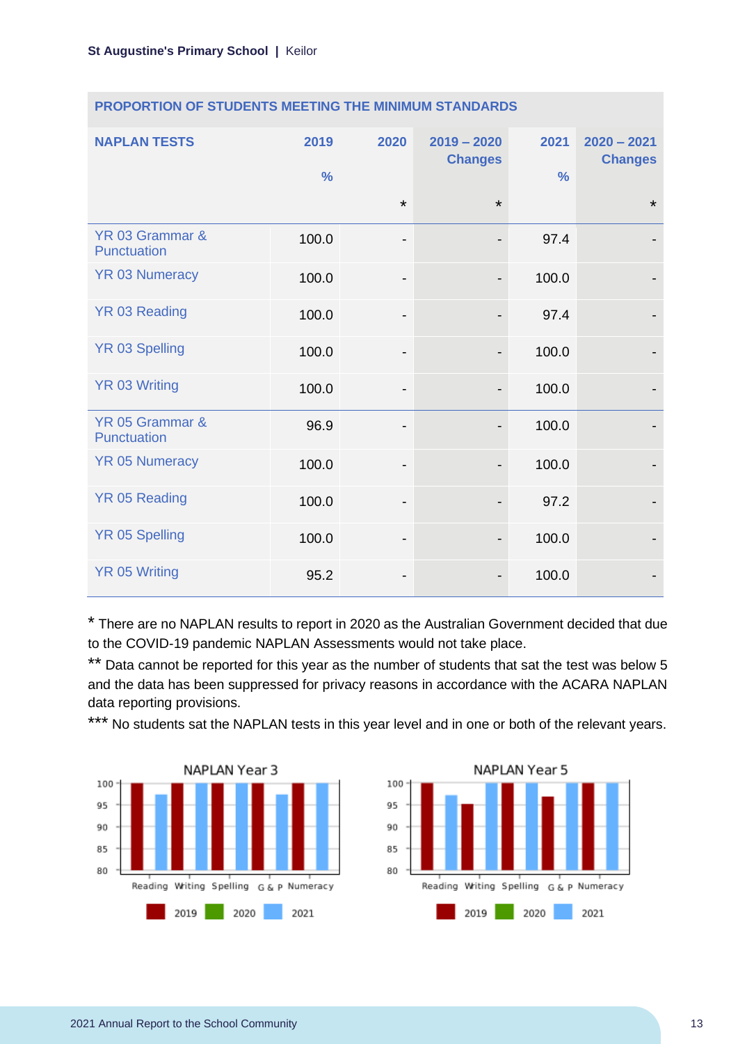## PROPORTION OF STUDENTS MEETING THE MINIMUM STANDARDS

| NAPLAN TESTS | 2019 % | 2020 * | 2019 – 2020 Changes * | 2021 % | 2020 – 2021 Changes * |
|---|---|---|---|---|---|
| YR 03 Grammar & Punctuation | 100.0 | - | - | 97.4 | - |
| YR 03 Numeracy | 100.0 | - | - | 100.0 | - |
| YR 03 Reading | 100.0 | - | - | 97.4 | - |
| YR 03 Spelling | 100.0 | - | - | 100.0 | - |
| YR 03 Writing | 100.0 | - | - | 100.0 | - |
| YR 05 Grammar & Punctuation | 96.9 | - | - | 100.0 | - |
| YR 05 Numeracy | 100.0 | - | - | 100.0 | - |
| YR 05 Reading | 100.0 | - | - | 97.2 | - |
| YR 05 Spelling | 100.0 | - | - | 100.0 | - |
| YR 05 Writing | 95.2 | - | - | 100.0 | - |

* There are no NAPLAN results to report in 2020 as the Australian Government decided that due to the COVID-19 pandemic NAPLAN Assessments would not take place.

** Data cannot be reported for this year as the number of students that sat the test was below 5 and the data has been suppressed for privacy reasons in accordance with the ACARA NAPLAN data reporting provisions.

*** No students sat the NAPLAN tests in this year level and in one or both of the relevant years.

NAPLAN Year 3

NAPLAN Year 5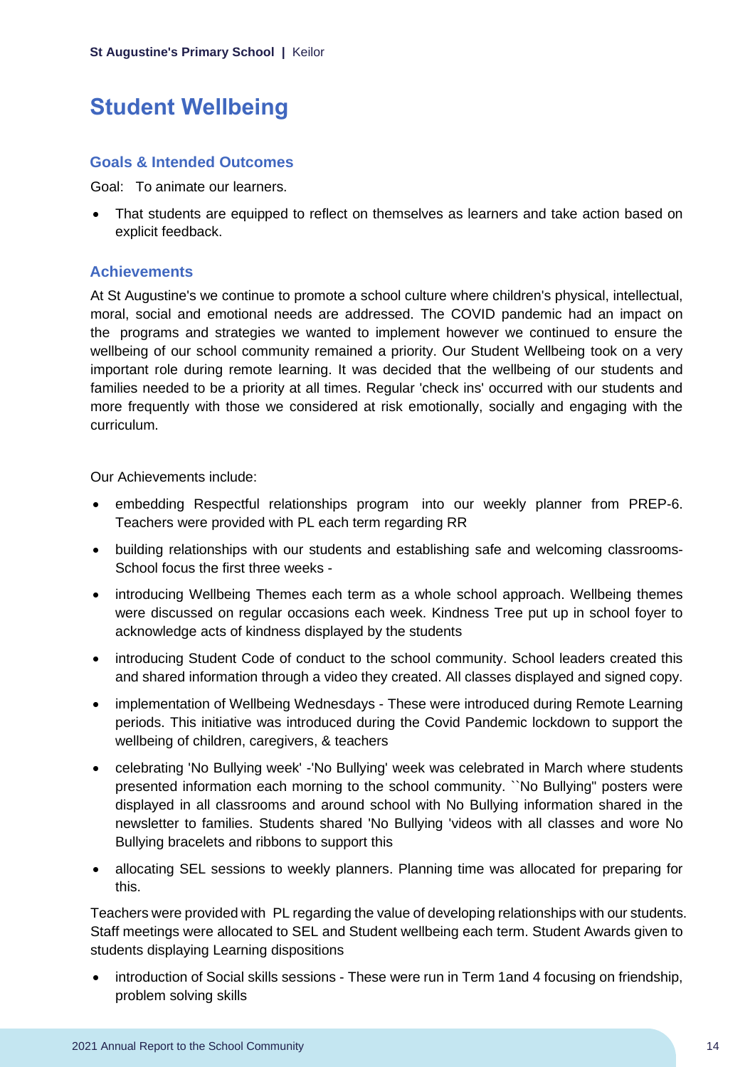# Student Wellbeing

## Goals & Intended Outcomes

Goal: To animate our learners.

- That students are equipped to reflect on themselves as learners and take action based on explicit feedback.

## Achievements

At St Augustine's we continue to promote a school culture where children's physical, intellectual, moral, social and emotional needs are addressed. The COVID pandemic had an impact on the programs and strategies we wanted to implement however we continued to ensure the wellbeing of our school community remained a priority. Our Student Wellbeing took on a very important role during remote learning. It was decided that the wellbeing of our students and families needed to be a priority at all times. Regular 'check ins' occurred with our students and more frequently with those we considered at risk emotionally, socially and engaging with the curriculum.

Our Achievements include:

- embedding Respectful relationships program into our weekly planner from PREP-6. Teachers were provided with PL each term regarding RR
- building relationships with our students and establishing safe and welcoming classrooms- School focus the first three weeks -
- introducing Wellbeing Themes each term as a whole school approach. Wellbeing themes were discussed on regular occasions each week. Kindness Tree put up in school foyer to acknowledge acts of kindness displayed by the students
- introducing Student Code of conduct to the school community. School leaders created this and shared information through a video they created. All classes displayed and signed copy.
- implementation of Wellbeing Wednesdays - These were introduced during Remote Learning periods. This initiative was introduced during the Covid Pandemic lockdown to support the wellbeing of children, caregivers, & teachers
- celebrating 'No Bullying week' -'No Bullying' week was celebrated in March where students presented information each morning to the school community. ``No Bullying" posters were displayed in all classrooms and around school with No Bullying information shared in the newsletter to families. Students shared 'No Bullying 'videos with all classes and wore No Bullying bracelets and ribbons to support this
- allocating SEL sessions to weekly planners. Planning time was allocated for preparing for this.

Teachers were provided with PL regarding the value of developing relationships with our students. Staff meetings were allocated to SEL and Student wellbeing each term. Student Awards given to students displaying Learning dispositions

- introduction of Social skills sessions - These were run in Term 1and 4 focusing on friendship, problem solving skills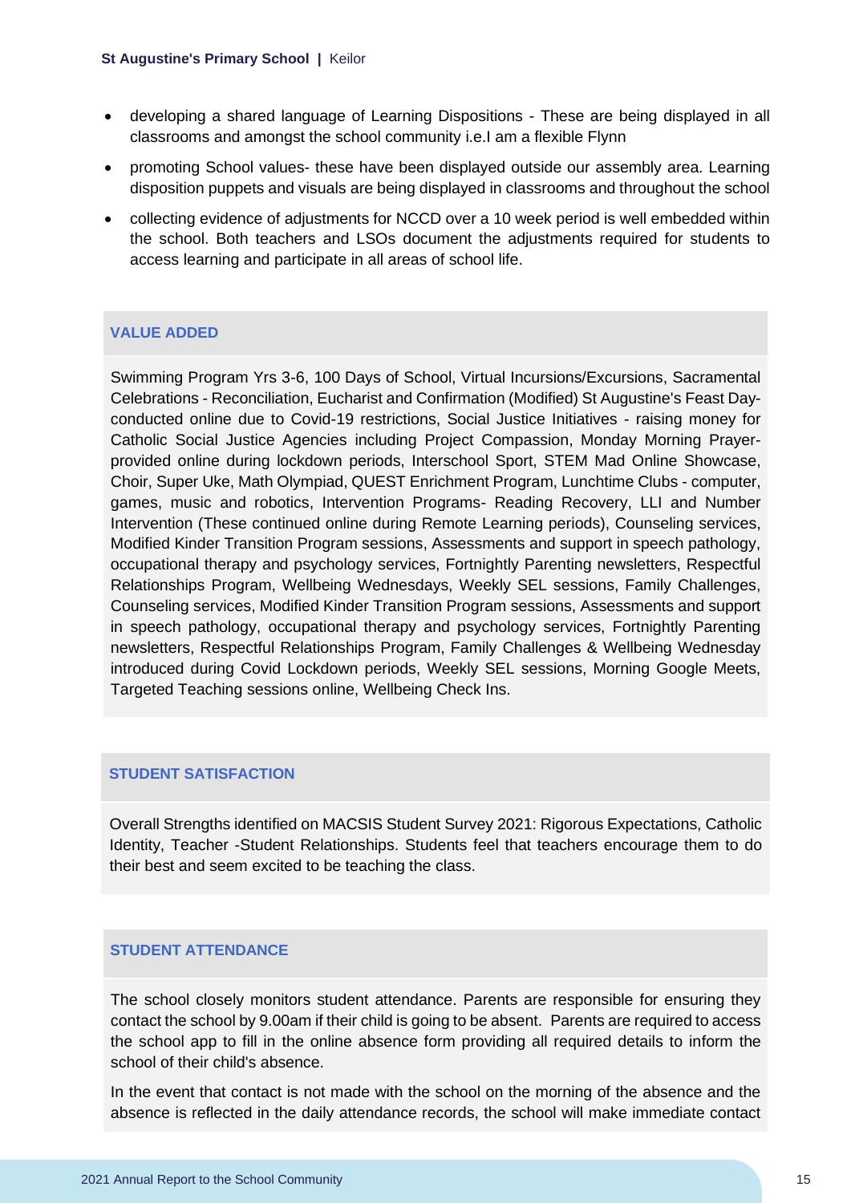- developing a shared language of Learning Dispositions - These are being displayed in all classrooms and amongst the school community i.e.I am a flexible Flynn
- promoting School values- these have been displayed outside our assembly area. Learning disposition puppets and visuals are being displayed in classrooms and throughout the school
- collecting evidence of adjustments for NCCD over a 10 week period is well embedded within the school. Both teachers and LSOs document the adjustments required for students to access learning and participate in all areas of school life.

### VALUE ADDED

Swimming Program Yrs 3-6, 100 Days of School, Virtual Incursions/Excursions, Sacramental Celebrations - Reconciliation, Eucharist and Confirmation (Modified) St Augustine's Feast Day- conducted online due to Covid-19 restrictions, Social Justice Initiatives - raising money for Catholic Social Justice Agencies including Project Compassion, Monday Morning Prayer- provided online during lockdown periods, Interschool Sport, STEM Mad Online Showcase, Choir, Super Uke, Math Olympiad, QUEST Enrichment Program, Lunchtime Clubs - computer, games, music and robotics, Intervention Programs- Reading Recovery, LLI and Number Intervention (These continued online during Remote Learning periods), Counseling services, Modified Kinder Transition Program sessions, Assessments and support in speech pathology, occupational therapy and psychology services, Fortnightly Parenting newsletters, Respectful Relationships Program, Wellbeing Wednesdays, Weekly SEL sessions, Family Challenges, Counseling services, Modified Kinder Transition Program sessions, Assessments and support in speech pathology, occupational therapy and psychology services, Fortnightly Parenting newsletters, Respectful Relationships Program, Family Challenges & Wellbeing Wednesday introduced during Covid Lockdown periods, Weekly SEL sessions, Morning Google Meets, Targeted Teaching sessions online, Wellbeing Check Ins.

### STUDENT SATISFACTION

Overall Strengths identified on MACSIS Student Survey 2021: Rigorous Expectations, Catholic Identity, Teacher -Student Relationships. Students feel that teachers encourage them to do their best and seem excited to be teaching the class.

### STUDENT ATTENDANCE

The school closely monitors student attendance. Parents are responsible for ensuring they contact the school by 9.00am if their child is going to be absent. Parents are required to access the school app to fill in the online absence form providing all required details to inform the school of their child's absence.

In the event that contact is not made with the school on the morning of the absence and the absence is reflected in the daily attendance records, the school will make immediate contact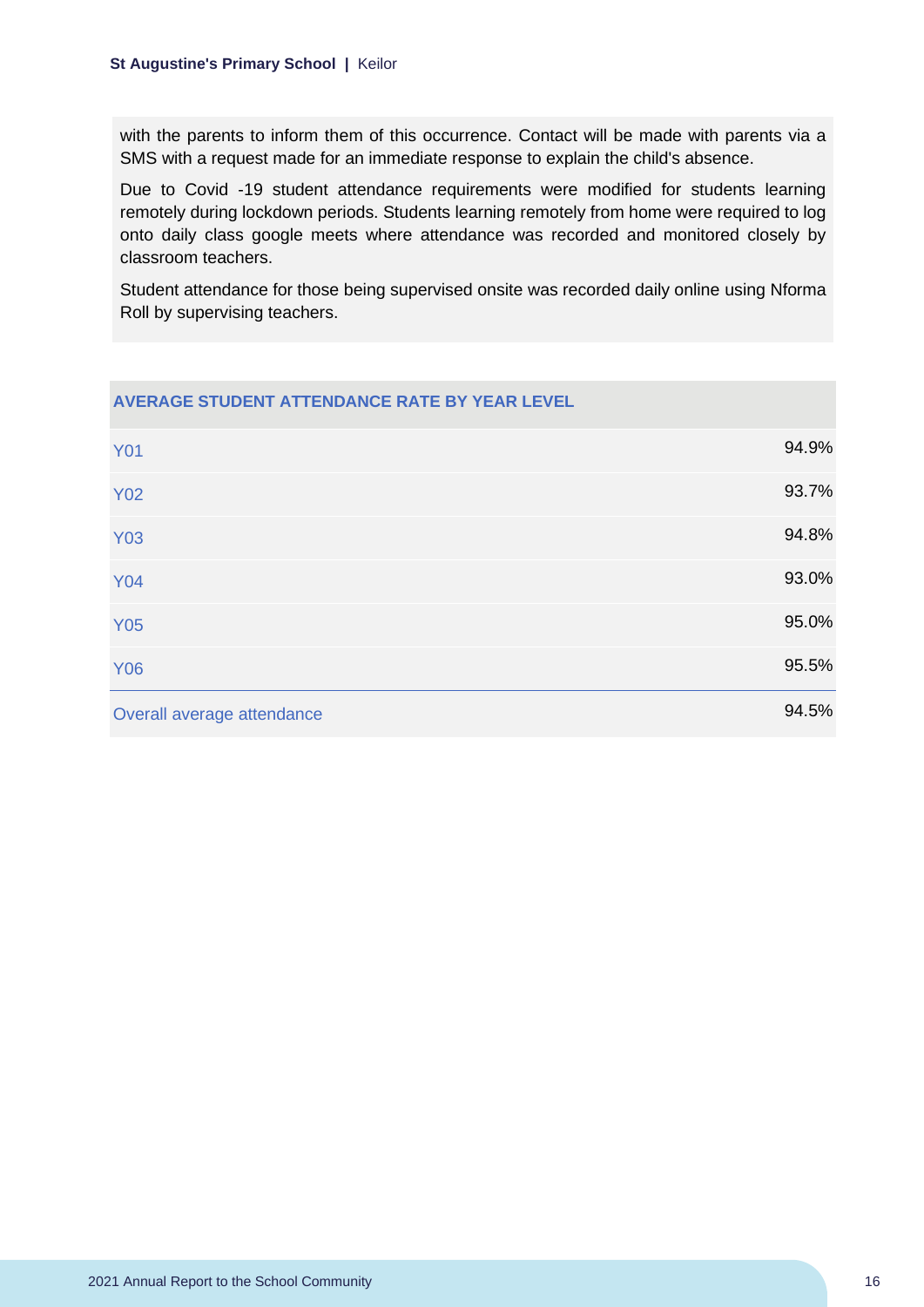with the parents to inform them of this occurrence. Contact will be made with parents via a SMS with a request made for an immediate response to explain the child's absence.

Due to Covid -19 student attendance requirements were modified for students learning remotely during lockdown periods. Students learning remotely from home were required to log onto daily class google meets where attendance was recorded and monitored closely by classroom teachers.

Student attendance for those being supervised onsite was recorded daily online using Nforma Roll by supervising teachers.

| AVERAGE STUDENT ATTENDANCE RATE BY YEAR LEVEL | |
|---|---|
| Y01 | 94.9% |
| Y02 | 93.7% |
| Y03 | 94.8% |
| Y04 | 93.0% |
| Y05 | 95.0% |
| Y06 | 95.5% |
| Overall average attendance | 94.5% |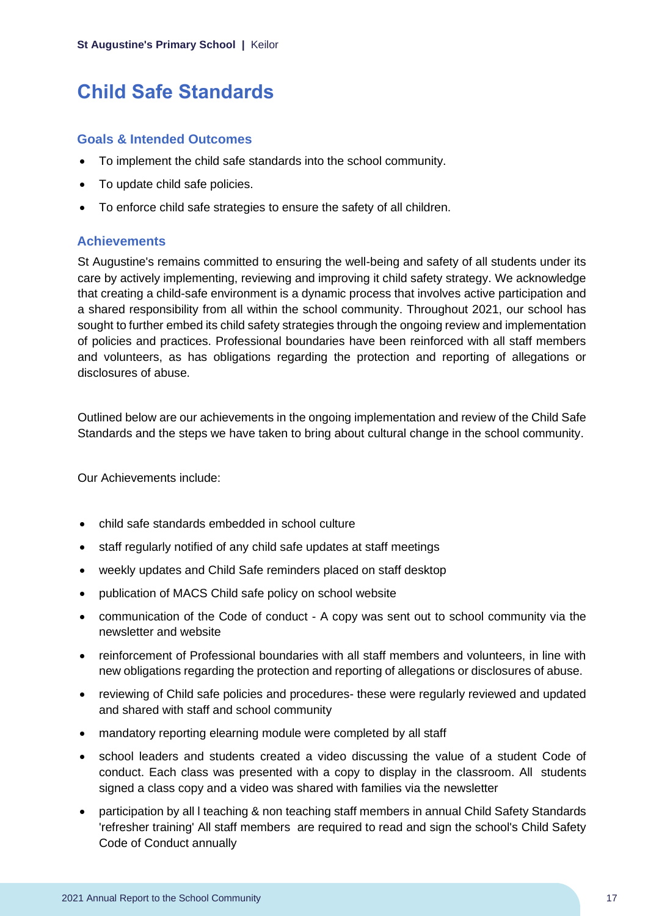# Child Safe Standards

## Goals & Intended Outcomes

- To implement the child safe standards into the school community.
- To update child safe policies.
- To enforce child safe strategies to ensure the safety of all children.

## Achievements

St Augustine's remains committed to ensuring the well-being and safety of all students under its care by actively implementing, reviewing and improving it child safety strategy. We acknowledge that creating a child-safe environment is a dynamic process that involves active participation and a shared responsibility from all within the school community. Throughout 2021, our school has sought to further embed its child safety strategies through the ongoing review and implementation of policies and practices. Professional boundaries have been reinforced with all staff members and volunteers, as has obligations regarding the protection and reporting of allegations or disclosures of abuse.

Outlined below are our achievements in the ongoing implementation and review of the Child Safe Standards and the steps we have taken to bring about cultural change in the school community.

Our Achievements include:

- child safe standards embedded in school culture
- staff regularly notified of any child safe updates at staff meetings
- weekly updates and Child Safe reminders placed on staff desktop
- publication of MACS Child safe policy on school website
- communication of the Code of conduct - A copy was sent out to school community via the newsletter and website
- reinforcement of Professional boundaries with all staff members and volunteers, in line with new obligations regarding the protection and reporting of allegations or disclosures of abuse.
- reviewing of Child safe policies and procedures- these were regularly reviewed and updated and shared with staff and school community
- mandatory reporting elearning module were completed by all staff
- school leaders and students created a video discussing the value of a student Code of conduct. Each class was presented with a copy to display in the classroom. All students signed a class copy and a video was shared with families via the newsletter
- participation by all l teaching & non teaching staff members in annual Child Safety Standards 'refresher training' All staff members are required to read and sign the school's Child Safety Code of Conduct annually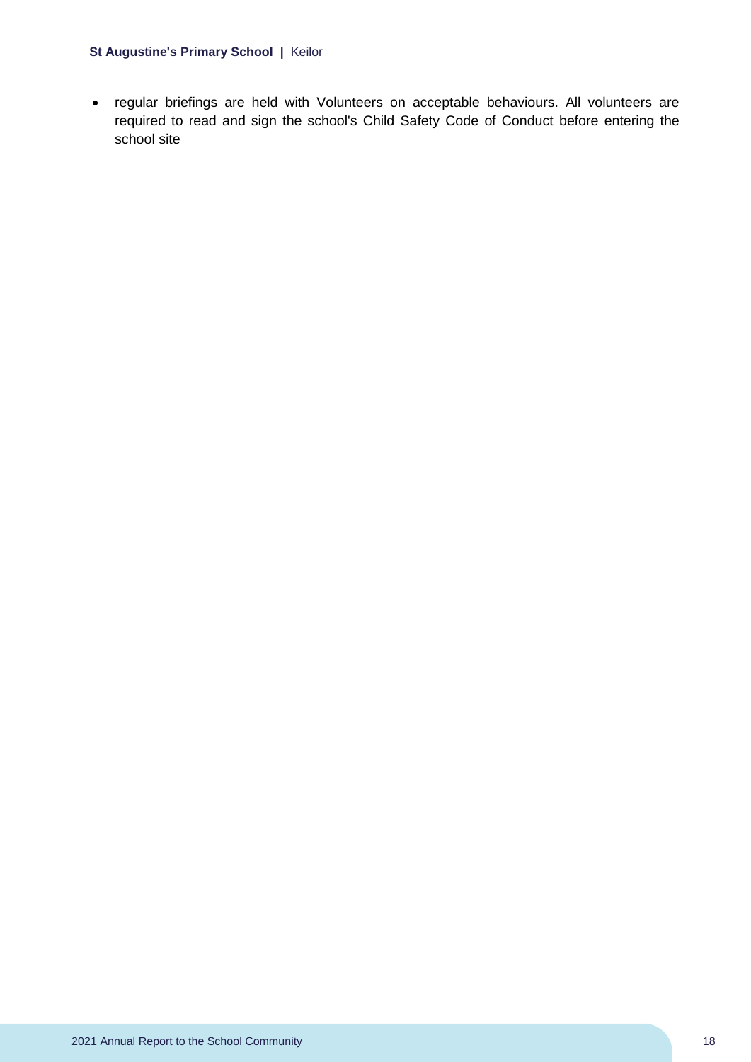- regular briefings are held with Volunteers on acceptable behaviours. All volunteers are required to read and sign the school's Child Safety Code of Conduct before entering the school site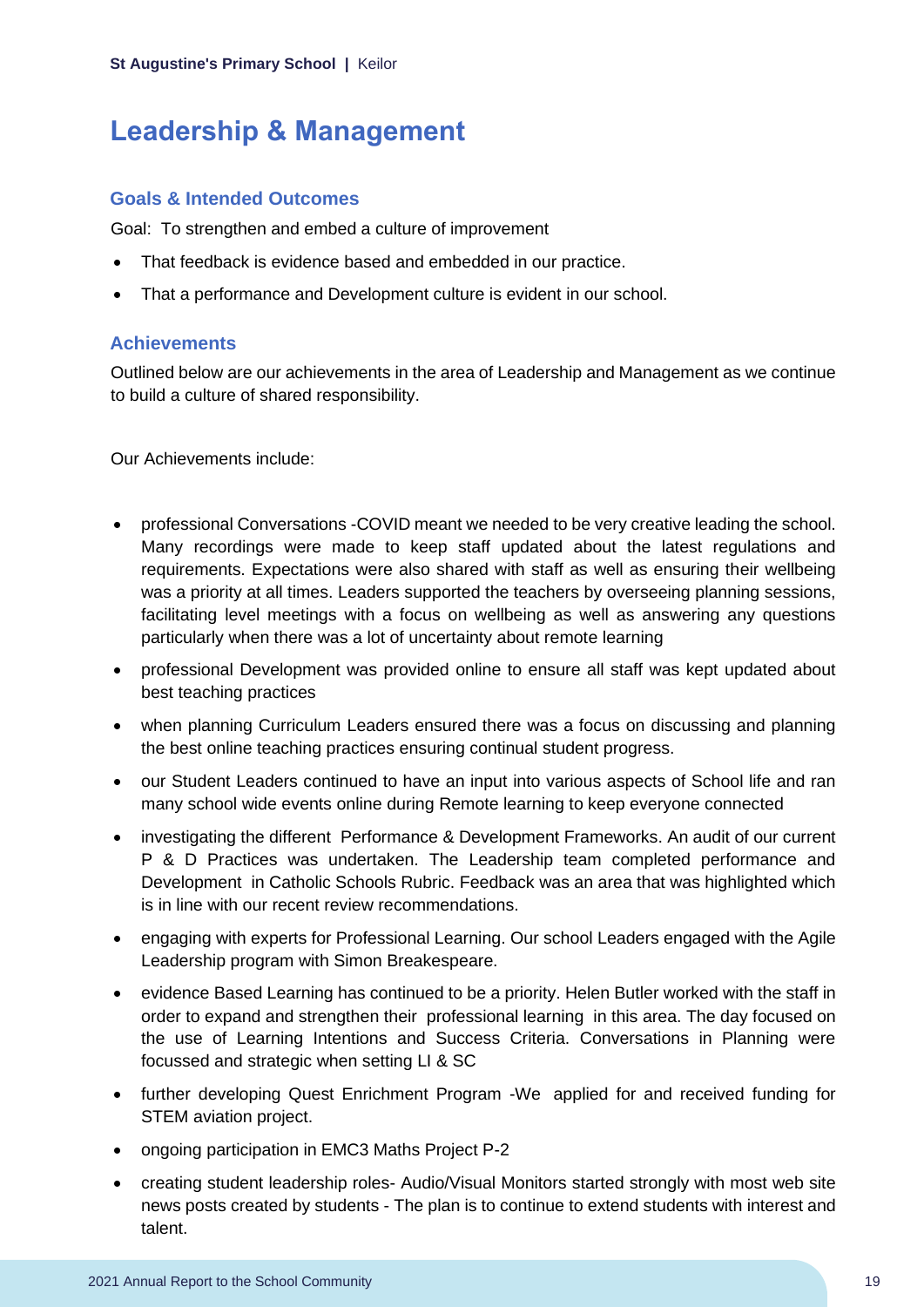# Leadership & Management

## Goals & Intended Outcomes

Goal: To strengthen and embed a culture of improvement

- That feedback is evidence based and embedded in our practice.
- That a performance and Development culture is evident in our school.

## Achievements

Outlined below are our achievements in the area of Leadership and Management as we continue to build a culture of shared responsibility.

Our Achievements include:

- professional Conversations -COVID meant we needed to be very creative leading the school. Many recordings were made to keep staff updated about the latest regulations and requirements. Expectations were also shared with staff as well as ensuring their wellbeing was a priority at all times. Leaders supported the teachers by overseeing planning sessions, facilitating level meetings with a focus on wellbeing as well as answering any questions particularly when there was a lot of uncertainty about remote learning
- professional Development was provided online to ensure all staff was kept updated about best teaching practices
- when planning Curriculum Leaders ensured there was a focus on discussing and planning the best online teaching practices ensuring continual student progress.
- our Student Leaders continued to have an input into various aspects of School life and ran many school wide events online during Remote learning to keep everyone connected
- investigating the different Performance & Development Frameworks. An audit of our current P & D Practices was undertaken. The Leadership team completed performance and Development in Catholic Schools Rubric. Feedback was an area that was highlighted which is in line with our recent review recommendations.
- engaging with experts for Professional Learning. Our school Leaders engaged with the Agile Leadership program with Simon Breakespeare.
- evidence Based Learning has continued to be a priority. Helen Butler worked with the staff in order to expand and strengthen their professional learning in this area. The day focused on the use of Learning Intentions and Success Criteria. Conversations in Planning were focussed and strategic when setting LI & SC
- further developing Quest Enrichment Program -We applied for and received funding for STEM aviation project.
- ongoing participation in EMC3 Maths Project P-2
- creating student leadership roles- Audio/Visual Monitors started strongly with most web site news posts created by students - The plan is to continue to extend students with interest and talent.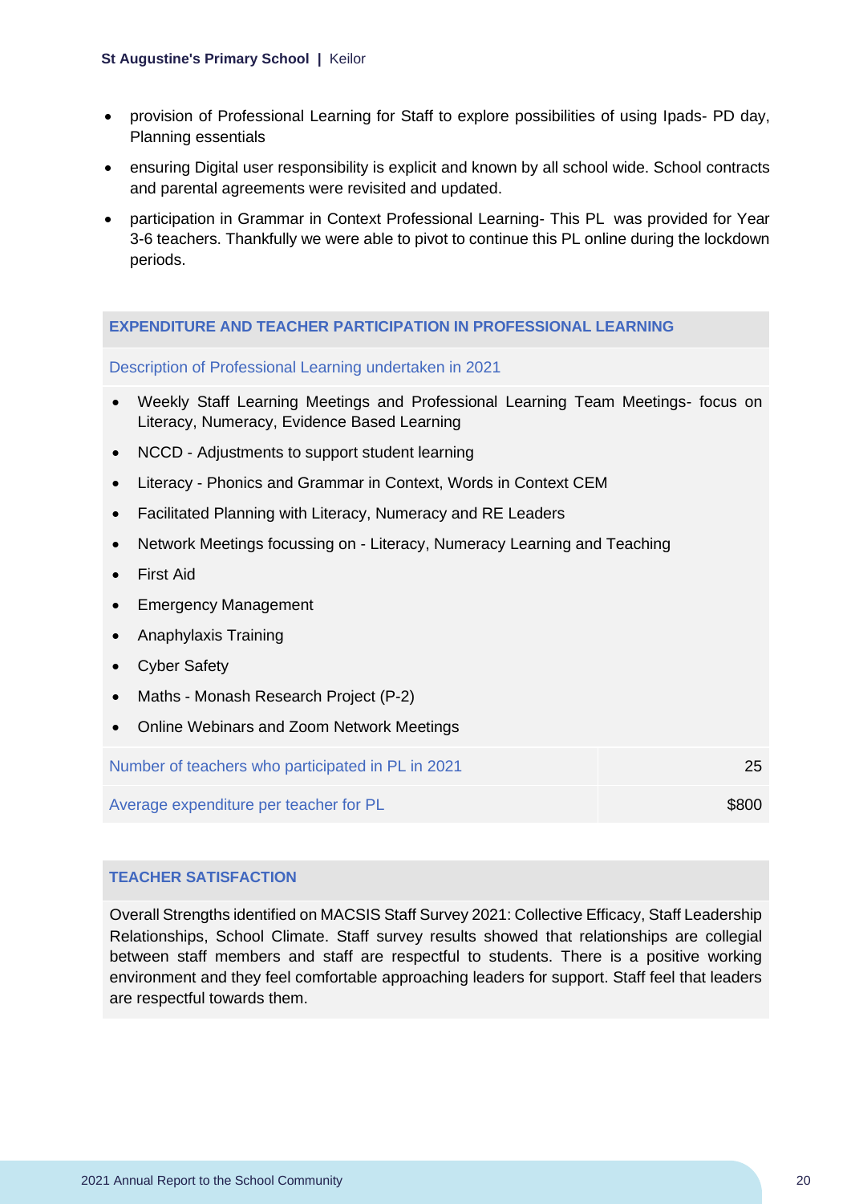- provision of Professional Learning for Staff to explore possibilities of using Ipads- PD day, Planning essentials
- ensuring Digital user responsibility is explicit and known by all school wide. School contracts and parental agreements were revisited and updated.
- participation in Grammar in Context Professional Learning- This PL was provided for Year 3-6 teachers. Thankfully we were able to pivot to continue this PL online during the lockdown periods.

## EXPENDITURE AND TEACHER PARTICIPATION IN PROFESSIONAL LEARNING

### Description of Professional Learning undertaken in 2021

- Weekly Staff Learning Meetings and Professional Learning Team Meetings- focus on Literacy, Numeracy, Evidence Based Learning
- NCCD - Adjustments to support student learning
- Literacy - Phonics and Grammar in Context, Words in Context CEM
- Facilitated Planning with Literacy, Numeracy and RE Leaders
- Network Meetings focussing on - Literacy, Numeracy Learning and Teaching
- First Aid
- Emergency Management
- Anaphylaxis Training
- Cyber Safety
- Maths - Monash Research Project (P-2)
- Online Webinars and Zoom Network Meetings

| | |
|---|---|
| Number of teachers who participated in PL in 2021 | 25 |
| Average expenditure per teacher for PL | $800 |

## TEACHER SATISFACTION

Overall Strengths identified on MACSIS Staff Survey 2021: Collective Efficacy, Staff Leadership Relationships, School Climate. Staff survey results showed that relationships are collegial between staff members and staff are respectful to students. There is a positive working environment and they feel comfortable approaching leaders for support. Staff feel that leaders are respectful towards them.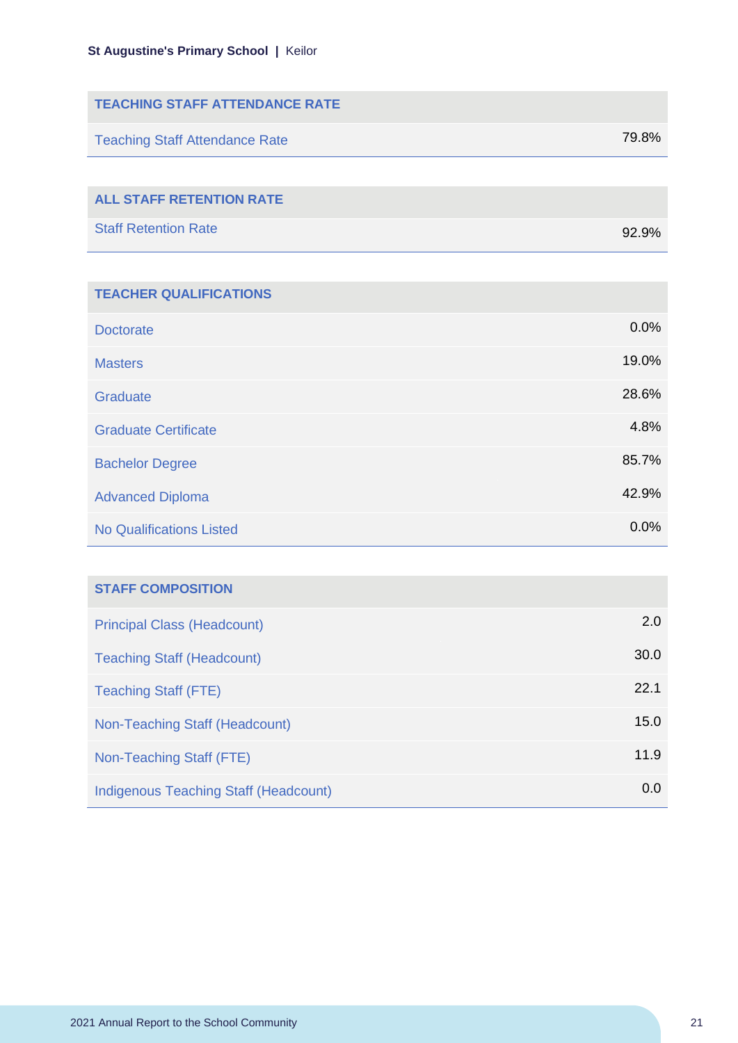| TEACHING STAFF ATTENDANCE RATE | |
| --- | --- |
| Teaching Staff Attendance Rate | 79.8% |

| ALL STAFF RETENTION RATE | |
| --- | --- |
| Staff Retention Rate | 92.9% |

| TEACHER QUALIFICATIONS | |
| --- | --- |
| Doctorate | 0.0% |
| Masters | 19.0% |
| Graduate | 28.6% |
| Graduate Certificate | 4.8% |
| Bachelor Degree | 85.7% |
| Advanced Diploma | 42.9% |
| No Qualifications Listed | 0.0% |

| STAFF COMPOSITION | |
| --- | --- |
| Principal Class (Headcount) | 2.0 |
| Teaching Staff (Headcount) | 30.0 |
| Teaching Staff (FTE) | 22.1 |
| Non-Teaching Staff (Headcount) | 15.0 |
| Non-Teaching Staff (FTE) | 11.9 |
| Indigenous Teaching Staff (Headcount) | 0.0 |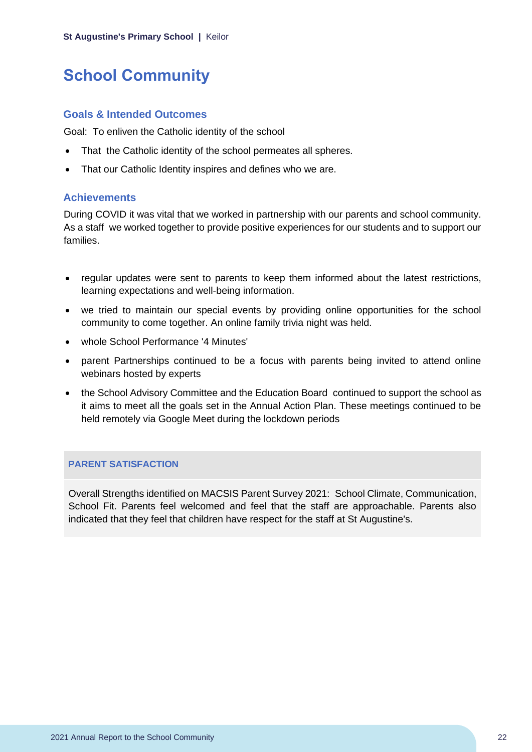# School Community

## Goals & Intended Outcomes

Goal: To enliven the Catholic identity of the school

- That the Catholic identity of the school permeates all spheres.
- That our Catholic Identity inspires and defines who we are.

## Achievements

During COVID it was vital that we worked in partnership with our parents and school community. As a staff we worked together to provide positive experiences for our students and to support our families.

- regular updates were sent to parents to keep them informed about the latest restrictions, learning expectations and well-being information.
- we tried to maintain our special events by providing online opportunities for the school community to come together. An online family trivia night was held.
- whole School Performance '4 Minutes'
- parent Partnerships continued to be a focus with parents being invited to attend online webinars hosted by experts
- the School Advisory Committee and the Education Board continued to support the school as it aims to meet all the goals set in the Annual Action Plan. These meetings continued to be held remotely via Google Meet during the lockdown periods

### PARENT SATISFACTION

Overall Strengths identified on MACSIS Parent Survey 2021: School Climate, Communication, School Fit. Parents feel welcomed and feel that the staff are approachable. Parents also indicated that they feel that children have respect for the staff at St Augustine's.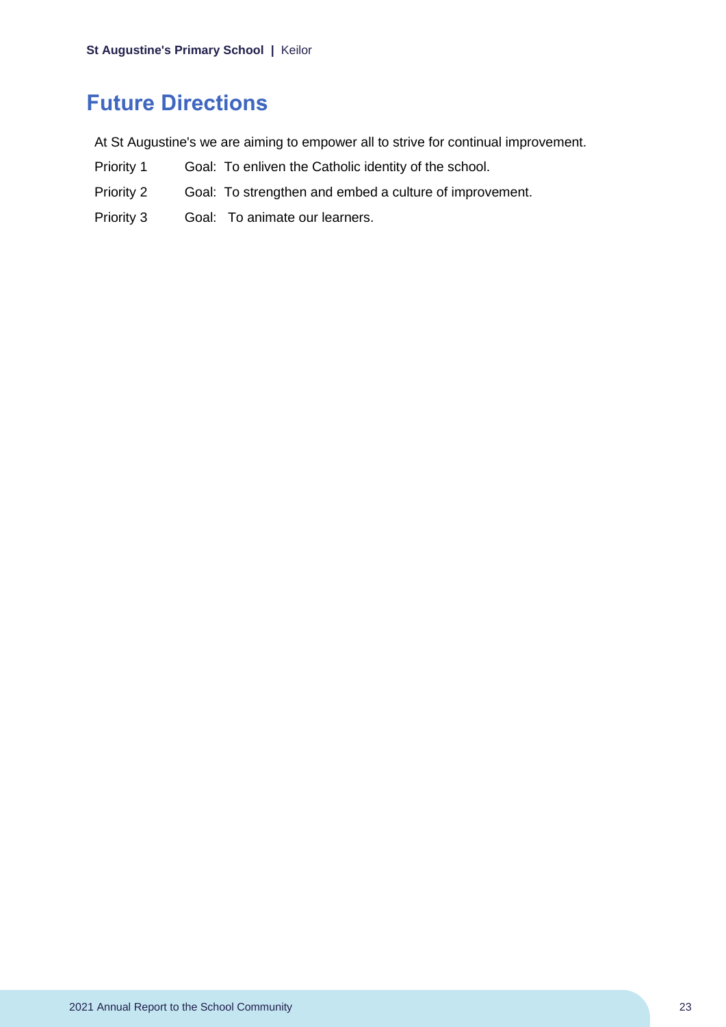## Future Directions

At St Augustine's we are aiming to empower all to strive for continual improvement.

Priority 1 Goal: To enliven the Catholic identity of the school.

Priority 2 Goal: To strengthen and embed a culture of improvement.

Priority 3 Goal: To animate our learners.